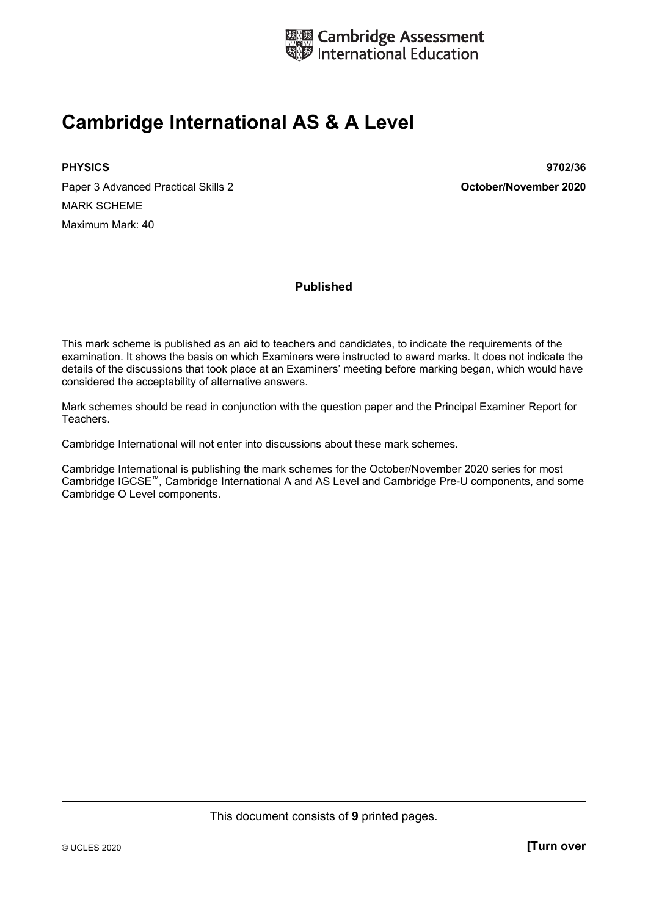Cambridge Assessment International Education

# Cambridge International AS & A Level

**PHYSICS** **9702/36**

Paper 3 Advanced Practical Skills 2 **October/November 2020**

MARK SCHEME

Maximum Mark: 40

**Published**

This mark scheme is published as an aid to teachers and candidates, to indicate the requirements of the examination. It shows the basis on which Examiners were instructed to award marks. It does not indicate the details of the discussions that took place at an Examiners' meeting before marking began, which would have considered the acceptability of alternative answers.

Mark schemes should be read in conjunction with the question paper and the Principal Examiner Report for Teachers.

Cambridge International will not enter into discussions about these mark schemes.

Cambridge International is publishing the mark schemes for the October/November 2020 series for most Cambridge IGCSE™, Cambridge International A and AS Level and Cambridge Pre-U components, and some Cambridge O Level components.

This document consists of **9** printed pages.

© UCLES 2020 **[Turn over**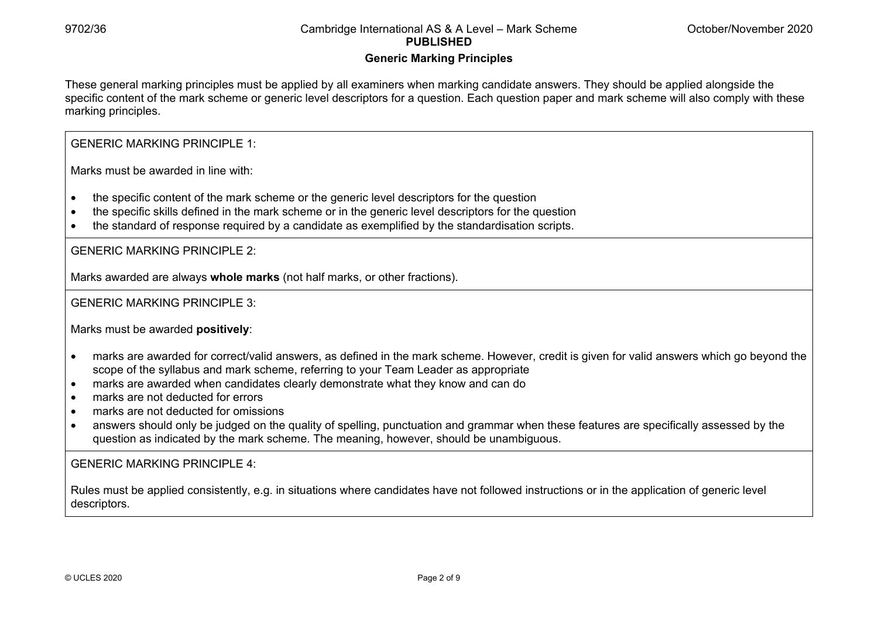## Generic Marking Principles

These general marking principles must be applied by all examiners when marking candidate answers. They should be applied alongside the specific content of the mark scheme or generic level descriptors for a question. Each question paper and mark scheme will also comply with these marking principles.

GENERIC MARKING PRINCIPLE 1:

Marks must be awarded in line with:

- the specific content of the mark scheme or the generic level descriptors for the question
- the specific skills defined in the mark scheme or in the generic level descriptors for the question
- the standard of response required by a candidate as exemplified by the standardisation scripts.

GENERIC MARKING PRINCIPLE 2:

Marks awarded are always **whole marks** (not half marks, or other fractions).

GENERIC MARKING PRINCIPLE 3:

Marks must be awarded **positively**:

- marks are awarded for correct/valid answers, as defined in the mark scheme. However, credit is given for valid answers which go beyond the scope of the syllabus and mark scheme, referring to your Team Leader as appropriate
- marks are awarded when candidates clearly demonstrate what they know and can do
- marks are not deducted for errors
- marks are not deducted for omissions
- answers should only be judged on the quality of spelling, punctuation and grammar when these features are specifically assessed by the question as indicated by the mark scheme. The meaning, however, should be unambiguous.

GENERIC MARKING PRINCIPLE 4:

Rules must be applied consistently, e.g. in situations where candidates have not followed instructions or in the application of generic level descriptors.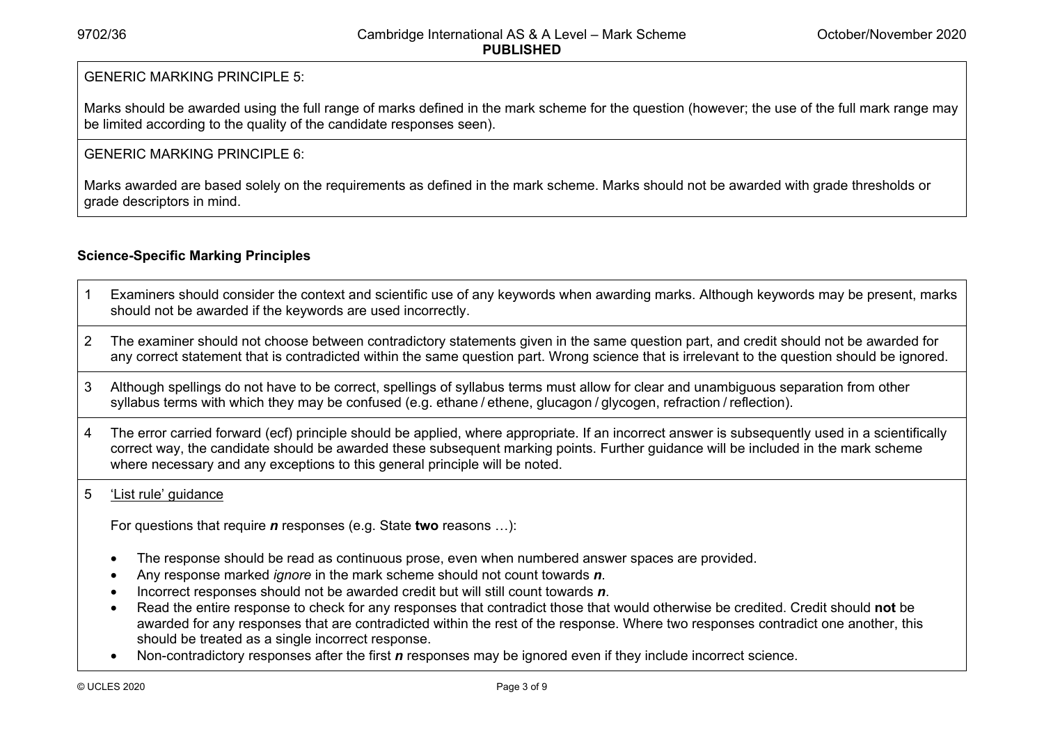GENERIC MARKING PRINCIPLE 5:

Marks should be awarded using the full range of marks defined in the mark scheme for the question (however; the use of the full mark range may be limited according to the quality of the candidate responses seen).

GENERIC MARKING PRINCIPLE 6:

Marks awarded are based solely on the requirements as defined in the mark scheme. Marks should not be awarded with grade thresholds or grade descriptors in mind.

## Science-Specific Marking Principles

1. Examiners should consider the context and scientific use of any keywords when awarding marks. Although keywords may be present, marks should not be awarded if the keywords are used incorrectly.

2. The examiner should not choose between contradictory statements given in the same question part, and credit should not be awarded for any correct statement that is contradicted within the same question part. Wrong science that is irrelevant to the question should be ignored.

3. Although spellings do not have to be correct, spellings of syllabus terms must allow for clear and unambiguous separation from other syllabus terms with which they may be confused (e.g. ethane / ethene, glucagon / glycogen, refraction / reflection).

4. The error carried forward (ecf) principle should be applied, where appropriate. If an incorrect answer is subsequently used in a scientifically correct way, the candidate should be awarded these subsequent marking points. Further guidance will be included in the mark scheme where necessary and any exceptions to this general principle will be noted.

5. <u>'List rule' guidance</u>

   For questions that require ***n*** responses (e.g. State **two** reasons …):

   - The response should be read as continuous prose, even when numbered answer spaces are provided.
   - Any response marked *ignore* in the mark scheme should not count towards ***n***.
   - Incorrect responses should not be awarded credit but will still count towards ***n***.
   - Read the entire response to check for any responses that contradict those that would otherwise be credited. Credit should **not** be awarded for any responses that are contradicted within the rest of the response. Where two responses contradict one another, this should be treated as a single incorrect response.
   - Non-contradictory responses after the first ***n*** responses may be ignored even if they include incorrect science.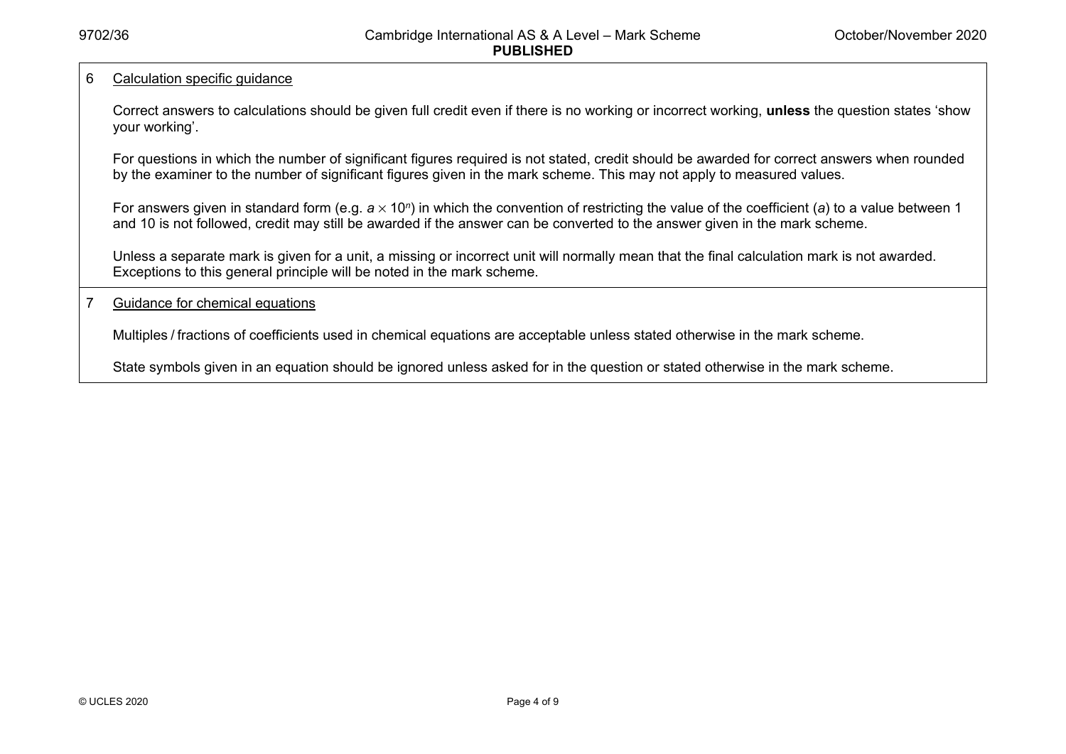6 Calculation specific guidance

Correct answers to calculations should be given full credit even if there is no working or incorrect working, **unless** the question states 'show your working'.

For questions in which the number of significant figures required is not stated, credit should be awarded for correct answers when rounded by the examiner to the number of significant figures given in the mark scheme. This may not apply to measured values.

For answers given in standard form (e.g. $a \times 10^n$) in which the convention of restricting the value of the coefficient ($a$) to a value between 1 and 10 is not followed, credit may still be awarded if the answer can be converted to the answer given in the mark scheme.

Unless a separate mark is given for a unit, a missing or incorrect unit will normally mean that the final calculation mark is not awarded. Exceptions to this general principle will be noted in the mark scheme.

7 Guidance for chemical equations

Multiples / fractions of coefficients used in chemical equations are acceptable unless stated otherwise in the mark scheme.

State symbols given in an equation should be ignored unless asked for in the question or stated otherwise in the mark scheme.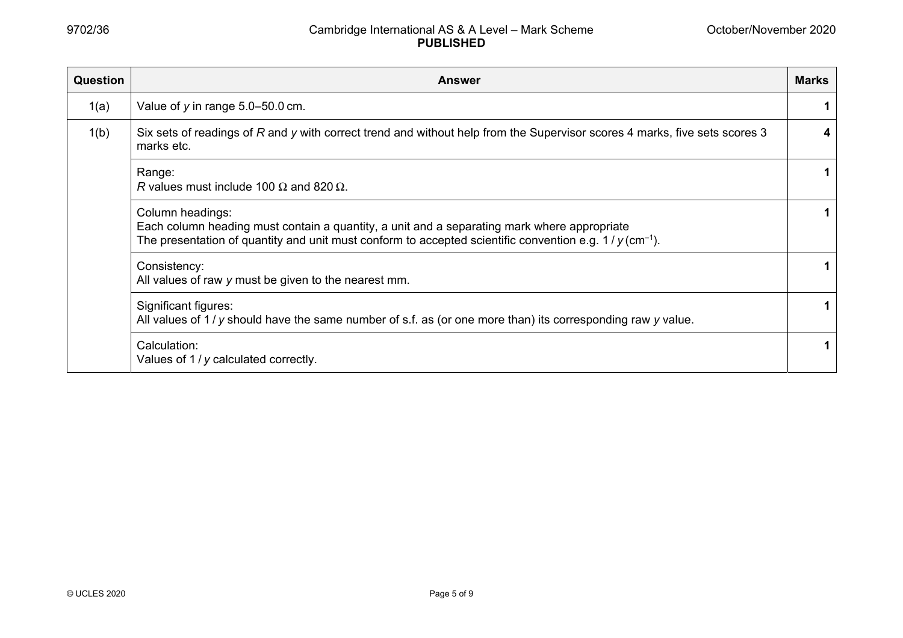| Question | Answer | Marks |
|---|---|---|
| 1(a) | Value of $y$ in range 5.0–50.0 cm. | **1** |
| 1(b) | Six sets of readings of $R$ and $y$ with correct trend and without help from the Supervisor scores 4 marks, five sets scores 3 marks etc. | **4** |
| | Range:<br>$R$ values must include 100 Ω and 820 Ω. | **1** |
| | Column headings:<br>Each column heading must contain a quantity, a unit and a separating mark where appropriate<br>The presentation of quantity and unit must conform to accepted scientific convention e.g. $1 / y\,(\text{cm}^{-1})$. | **1** |
| | Consistency:<br>All values of raw $y$ must be given to the nearest mm. | **1** |
| | Significant figures:<br>All values of $1 / y$ should have the same number of s.f. as (or one more than) its corresponding raw $y$ value. | **1** |
| | Calculation:<br>Values of $1 / y$ calculated correctly. | **1** |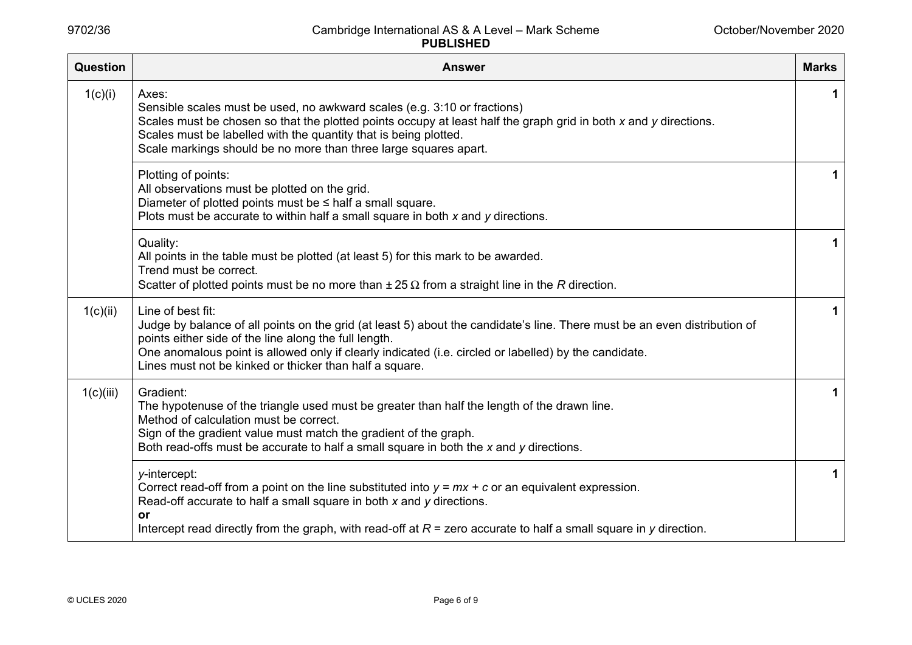| Question | Answer | Marks |
|---|---|---|
| 1(c)(i) | Axes:<br>Sensible scales must be used, no awkward scales (e.g. 3:10 or fractions)<br>Scales must be chosen so that the plotted points occupy at least half the graph grid in both $x$ and $y$ directions.<br>Scales must be labelled with the quantity that is being plotted.<br>Scale markings should be no more than three large squares apart. | 1 |
| | Plotting of points:<br>All observations must be plotted on the grid.<br>Diameter of plotted points must be ≤ half a small square.<br>Plots must be accurate to within half a small square in both $x$ and $y$ directions. | 1 |
| | Quality:<br>All points in the table must be plotted (at least 5) for this mark to be awarded.<br>Trend must be correct.<br>Scatter of plotted points must be no more than $\pm 25\,\Omega$ from a straight line in the $R$ direction. | 1 |
| 1(c)(ii) | Line of best fit:<br>Judge by balance of all points on the grid (at least 5) about the candidate's line. There must be an even distribution of points either side of the line along the full length.<br>One anomalous point is allowed only if clearly indicated (i.e. circled or labelled) by the candidate.<br>Lines must not be kinked or thicker than half a square. | 1 |
| 1(c)(iii) | Gradient:<br>The hypotenuse of the triangle used must be greater than half the length of the drawn line.<br>Method of calculation must be correct.<br>Sign of the gradient value must match the gradient of the graph.<br>Both read-offs must be accurate to half a small square in both the $x$ and $y$ directions. | 1 |
| | $y$-intercept:<br>Correct read-off from a point on the line substituted into $y = mx + c$ or an equivalent expression.<br>Read-off accurate to half a small square in both $x$ and $y$ directions.<br>**or**<br>Intercept read directly from the graph, with read-off at $R$ = zero accurate to half a small square in $y$ direction. | 1 |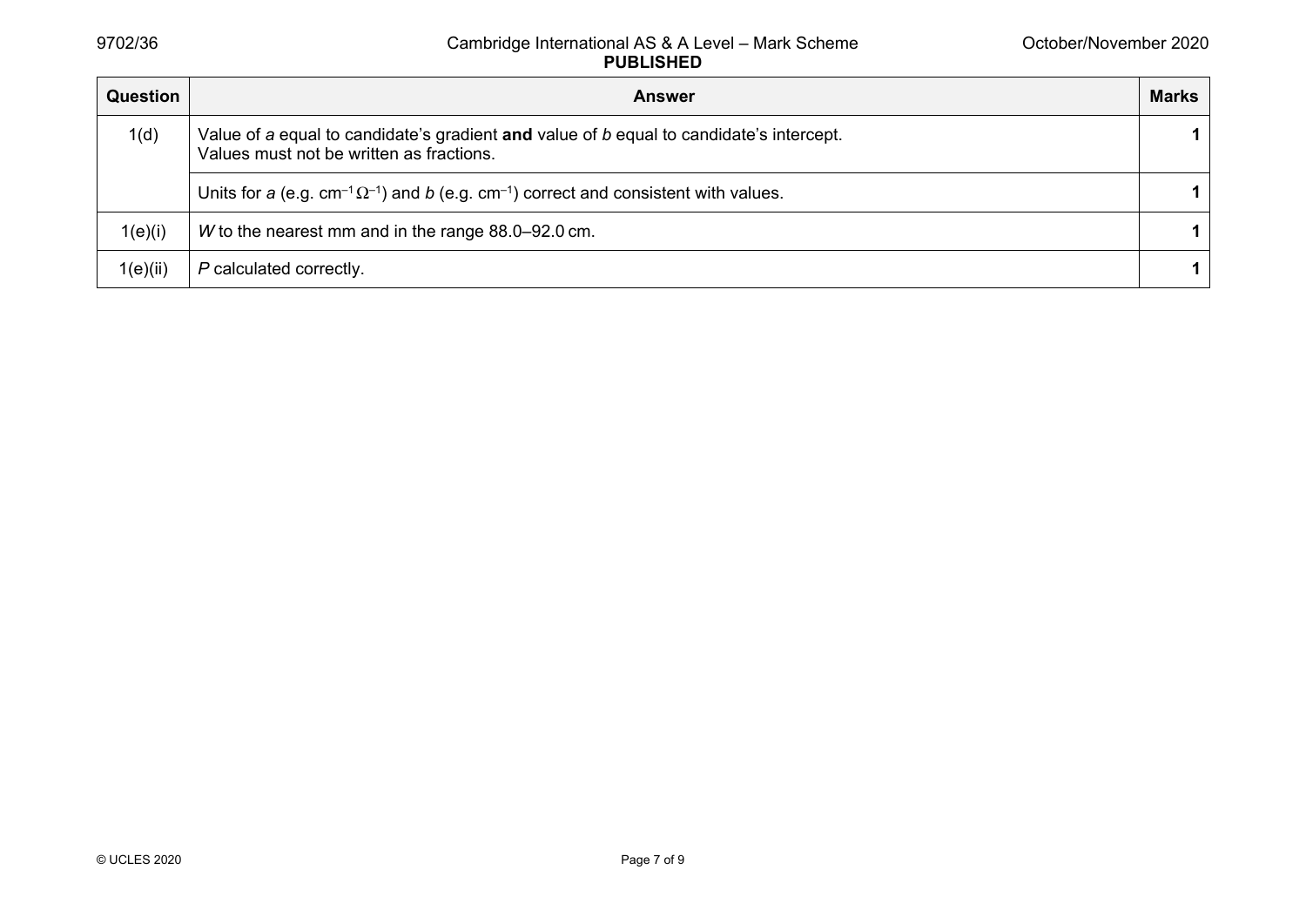| Question | Answer | Marks |
|---|---|---|
| 1(d) | Value of $a$ equal to candidate's gradient **and** value of $b$ equal to candidate's intercept. Values must not be written as fractions. | 1 |
| | Units for $a$ (e.g. $cm^{-1}\,\Omega^{-1}$) and $b$ (e.g. $cm^{-1}$) correct and consistent with values. | 1 |
| 1(e)(i) | $W$ to the nearest mm and in the range 88.0–92.0 cm. | 1 |
| 1(e)(ii) | $P$ calculated correctly. | 1 |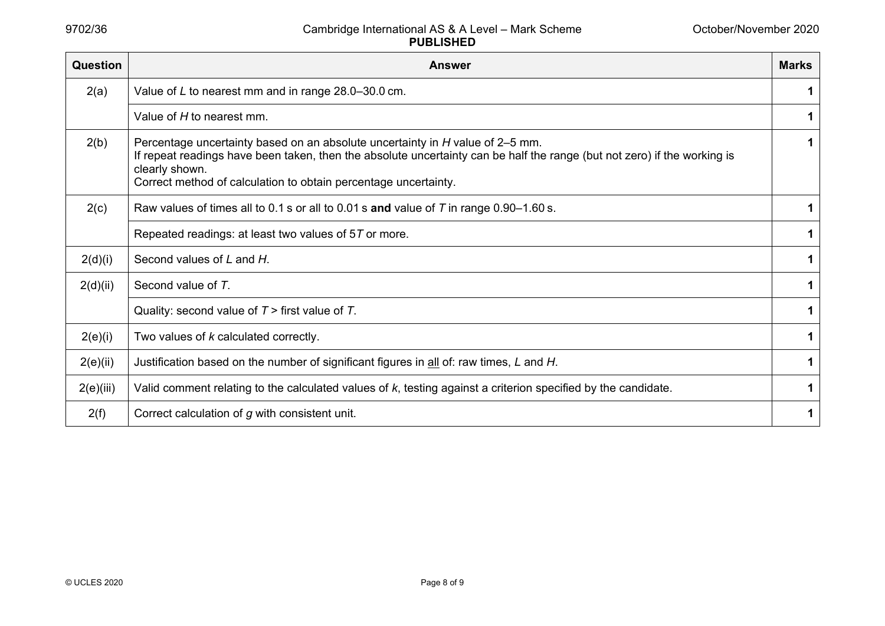| Question | Answer | Marks |
|---|---|---|
| 2(a) | Value of $L$ to nearest mm and in range 28.0–30.0 cm. | **1** |
| | Value of $H$ to nearest mm. | **1** |
| 2(b) | Percentage uncertainty based on an absolute uncertainty in $H$ value of 2–5 mm.<br>If repeat readings have been taken, then the absolute uncertainty can be half the range (but not zero) if the working is clearly shown.<br>Correct method of calculation to obtain percentage uncertainty. | **1** |
| 2(c) | Raw values of times all to 0.1 s or all to 0.01 s **and** value of $T$ in range 0.90–1.60 s. | **1** |
| | Repeated readings: at least two values of $5T$ or more. | **1** |
| 2(d)(i) | Second values of $L$ and $H$. | **1** |
| 2(d)(ii) | Second value of $T$. | **1** |
| | Quality: second value of $T$ > first value of $T$. | **1** |
| 2(e)(i) | Two values of $k$ calculated correctly. | **1** |
| 2(e)(ii) | Justification based on the number of significant figures in all of: raw times, $L$ and $H$. | **1** |
| 2(e)(iii) | Valid comment relating to the calculated values of $k$, testing against a criterion specified by the candidate. | **1** |
| 2(f) | Correct calculation of $g$ with consistent unit. | **1** |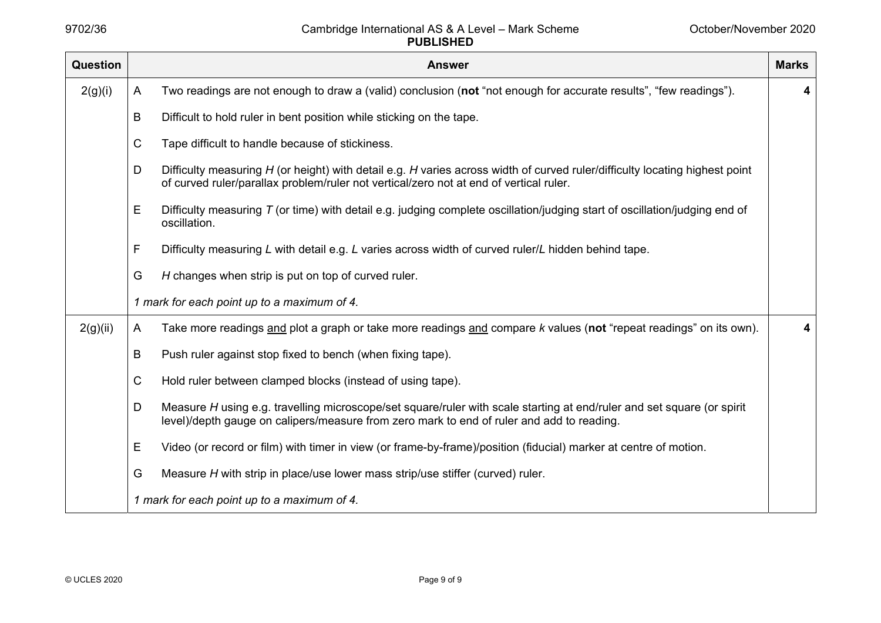| Question | Answer | Marks |
| --- | --- | --- |
| 2(g)(i) | A Two readings are not enough to draw a (valid) conclusion (**not** "not enough for accurate results", "few readings").<br><br>B Difficult to hold ruler in bent position while sticking on the tape.<br><br>C Tape difficult to handle because of stickiness.<br><br>D Difficulty measuring *H* (or height) with detail e.g. *H* varies across width of curved ruler/difficulty locating highest point of curved ruler/parallax problem/ruler not vertical/zero not at end of vertical ruler.<br><br>E Difficulty measuring *T* (or time) with detail e.g. judging complete oscillation/judging start of oscillation/judging end of oscillation.<br><br>F Difficulty measuring *L* with detail e.g. *L* varies across width of curved ruler/*L* hidden behind tape.<br><br>G *H* changes when strip is put on top of curved ruler.<br><br>*1 mark for each point up to a maximum of 4.* | 4 |
| 2(g)(ii) | A Take more readings <u>and</u> plot a graph or take more readings <u>and</u> compare *k* values (**not** "repeat readings" on its own).<br><br>B Push ruler against stop fixed to bench (when fixing tape).<br><br>C Hold ruler between clamped blocks (instead of using tape).<br><br>D Measure *H* using e.g. travelling microscope/set square/ruler with scale starting at end/ruler and set square (or spirit level)/depth gauge on calipers/measure from zero mark to end of ruler and add to reading.<br><br>E Video (or record or film) with timer in view (or frame-by-frame)/position (fiducial) marker at centre of motion.<br><br>G Measure *H* with strip in place/use lower mass strip/use stiffer (curved) ruler.<br><br>*1 mark for each point up to a maximum of 4.* | 4 |